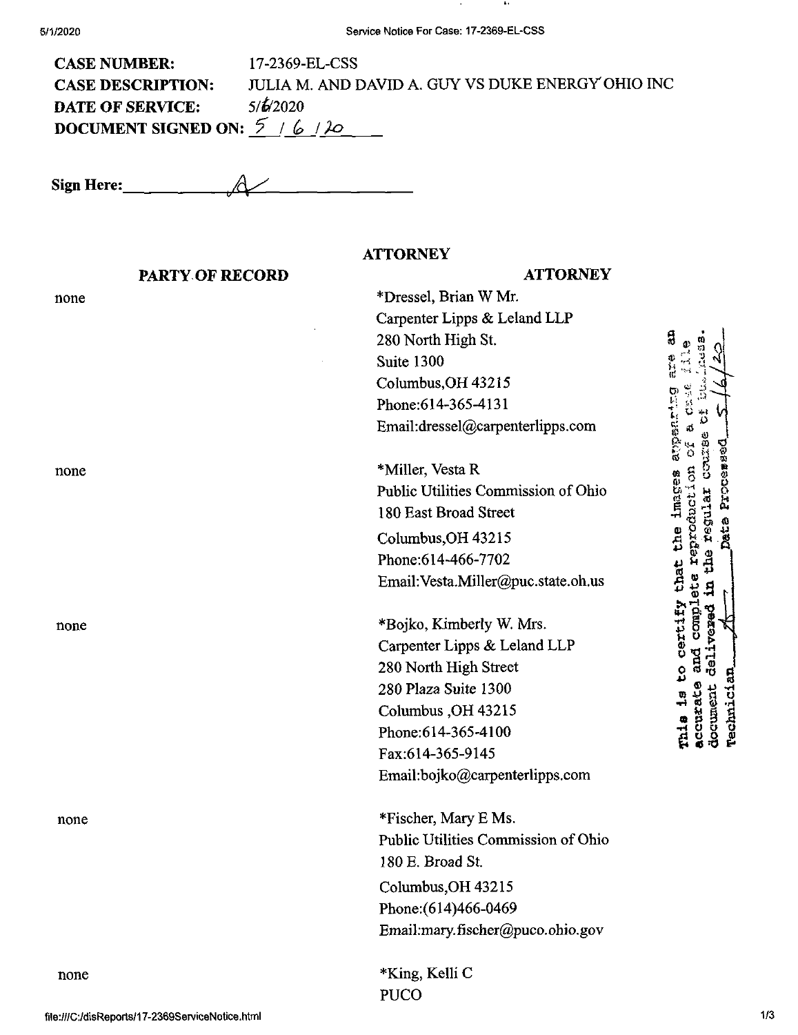| | |
|---|---|
| **CASE NUMBER:** | 17-2369-EL-CSS |
| **CASE DESCRIPTION:** | JULIA M. AND DAVID A. GUY VS DUKE ENERGY OHIO INC |
| **DATE OF SERVICE:** | 5/6/2020 |
| **DOCUMENT SIGNED ON:** | 5 / 6 / 20 |

**Sign Here:** ______________

**ATTORNEY**

| PARTY OF RECORD | ATTORNEY |
|---|---|
| none | *Dressel, Brian W Mr.<br>Carpenter Lipps & Leland LLP<br>280 North High St.<br>Suite 1300<br>Columbus,OH 43215<br>Phone:614-365-4131<br>Email:dressel@carpenterlipps.com |
| none | *Miller, Vesta R<br>Public Utilities Commission of Ohio<br>180 East Broad Street<br>Columbus,OH 43215<br>Phone:614-466-7702<br>Email:Vesta.Miller@puc.state.oh.us |
| none | *Bojko, Kimberly W. Mrs.<br>Carpenter Lipps & Leland LLP<br>280 North High Street<br>280 Plaza Suite 1300<br>Columbus ,OH 43215<br>Phone:614-365-4100<br>Fax:614-365-9145<br>Email:bojko@carpenterlipps.com |
| none | *Fischer, Mary E Ms.<br>Public Utilities Commission of Ohio<br>180 E. Broad St.<br>Columbus,OH 43215<br>Phone:(614)466-0469<br>Email:mary.fischer@puco.ohio.gov |
| none | *King, Kelli C<br>PUCO |

This is to certify that the images appearing are an accurate and complete reproduction of a case file document delivered in the regular course of business.
Technician ______ Date Processed 5/6/20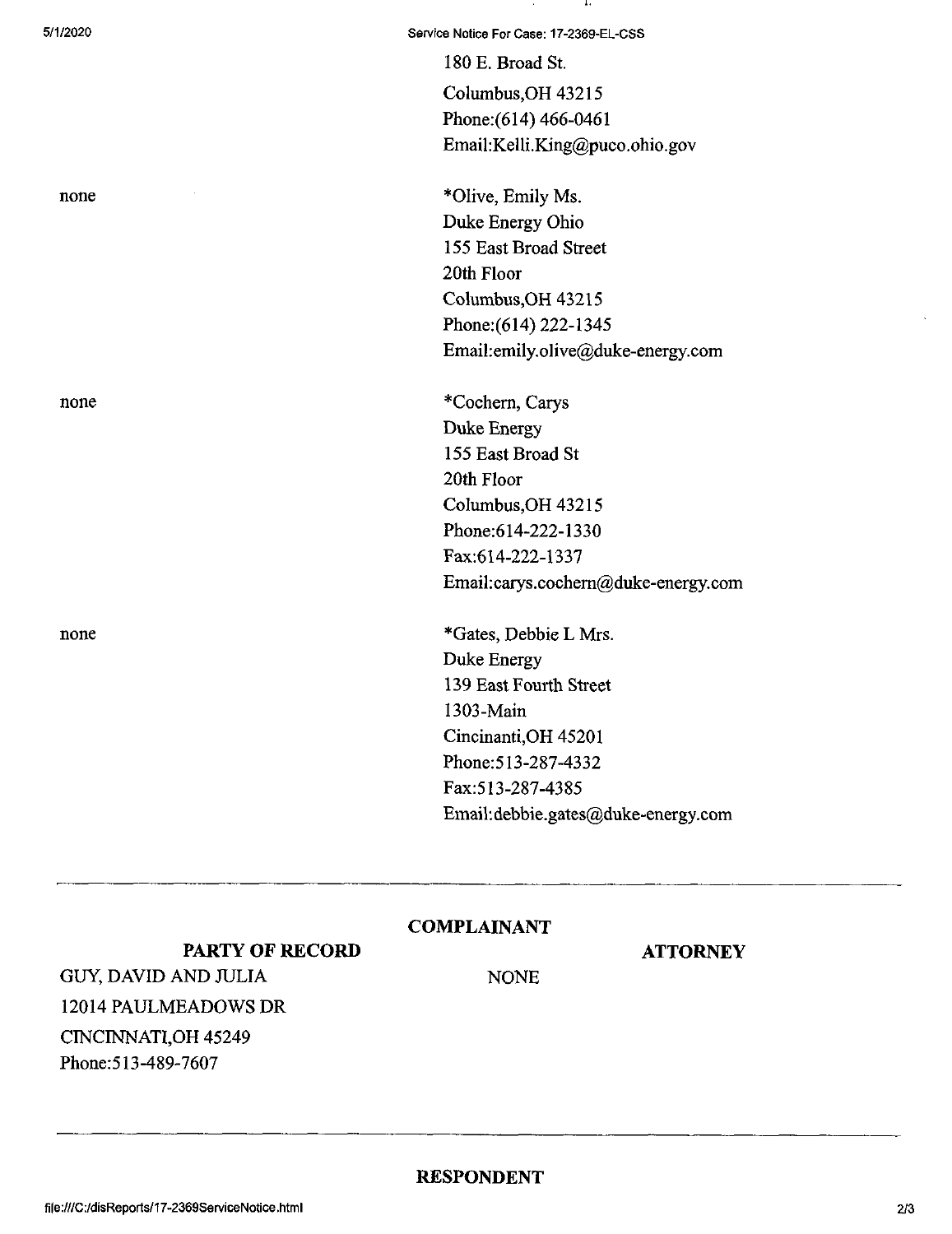180 E. Broad St.
Columbus,OH 43215
Phone:(614) 466-0461
Email:Kelli.King@puco.ohio.gov

| | |
|---|---|
| none | *Olive, Emily Ms.<br>Duke Energy Ohio<br>155 East Broad Street<br>20th Floor<br>Columbus,OH 43215<br>Phone:(614) 222-1345<br>Email:emily.olive@duke-energy.com |
| none | *Cochern, Carys<br>Duke Energy<br>155 East Broad St<br>20th Floor<br>Columbus,OH 43215<br>Phone:614-222-1330<br>Fax:614-222-1337<br>Email:carys.cochern@duke-energy.com |
| none | *Gates, Debbie L Mrs.<br>Duke Energy<br>139 East Fourth Street<br>1303-Main<br>Cincinanti,OH 45201<br>Phone:513-287-4332<br>Fax:513-287-4385<br>Email:debbie.gates@duke-energy.com |

---

**COMPLAINANT**

| PARTY OF RECORD | ATTORNEY |
|---|---|
| GUY, DAVID AND JULIA<br>12014 PAULMEADOWS DR<br>CINCINNATI,OH 45249<br>Phone:513-489-7607 | NONE |

---

**RESPONDENT**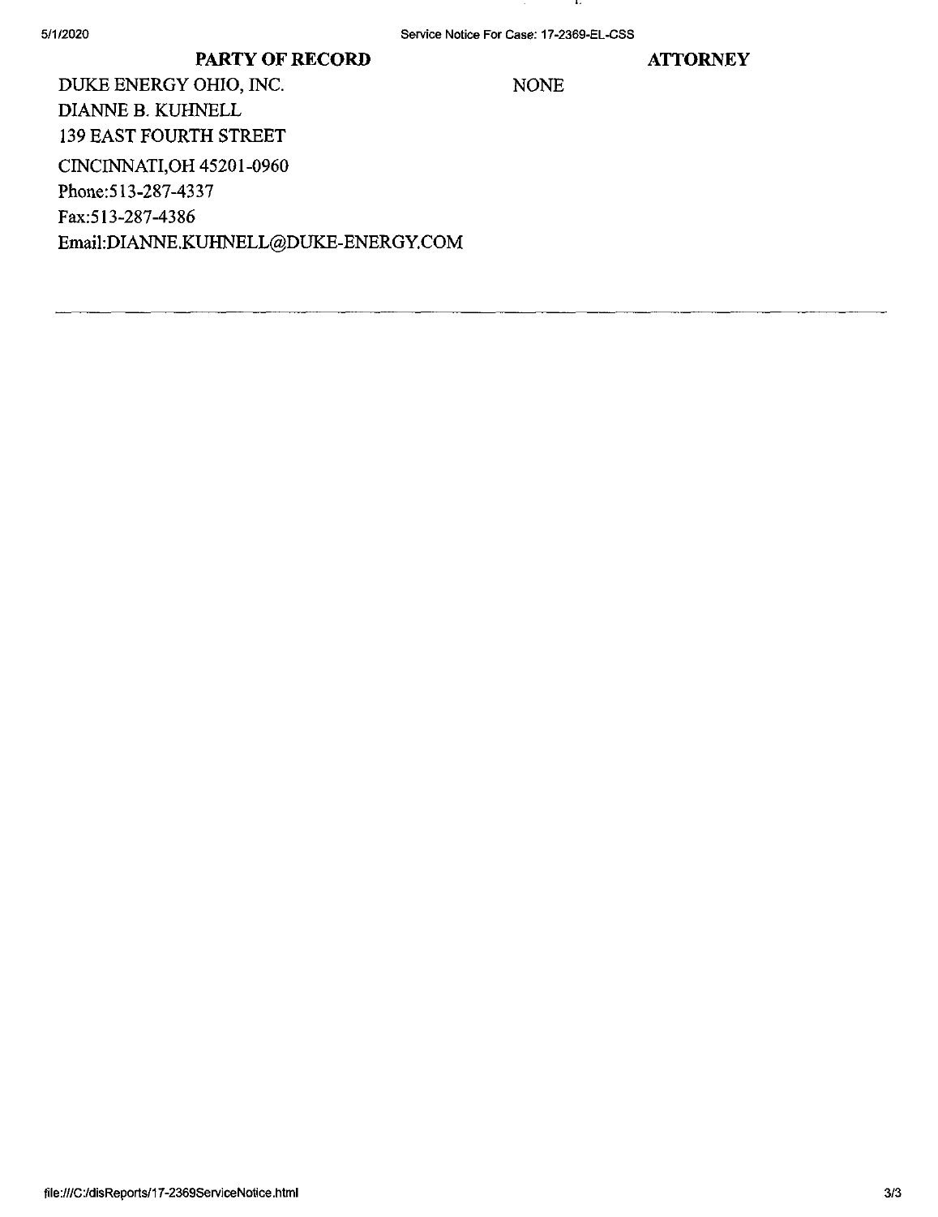| PARTY OF RECORD | ATTORNEY |
| --- | --- |
| DUKE ENERGY OHIO, INC.<br>DIANNE B. KUHNELL<br>139 EAST FOURTH STREET<br>CINCINNATI,OH 45201-0960<br>Phone:513-287-4337<br>Fax:513-287-4386<br>Email:DIANNE.KUHNELL@DUKE-ENERGY.COM | NONE |